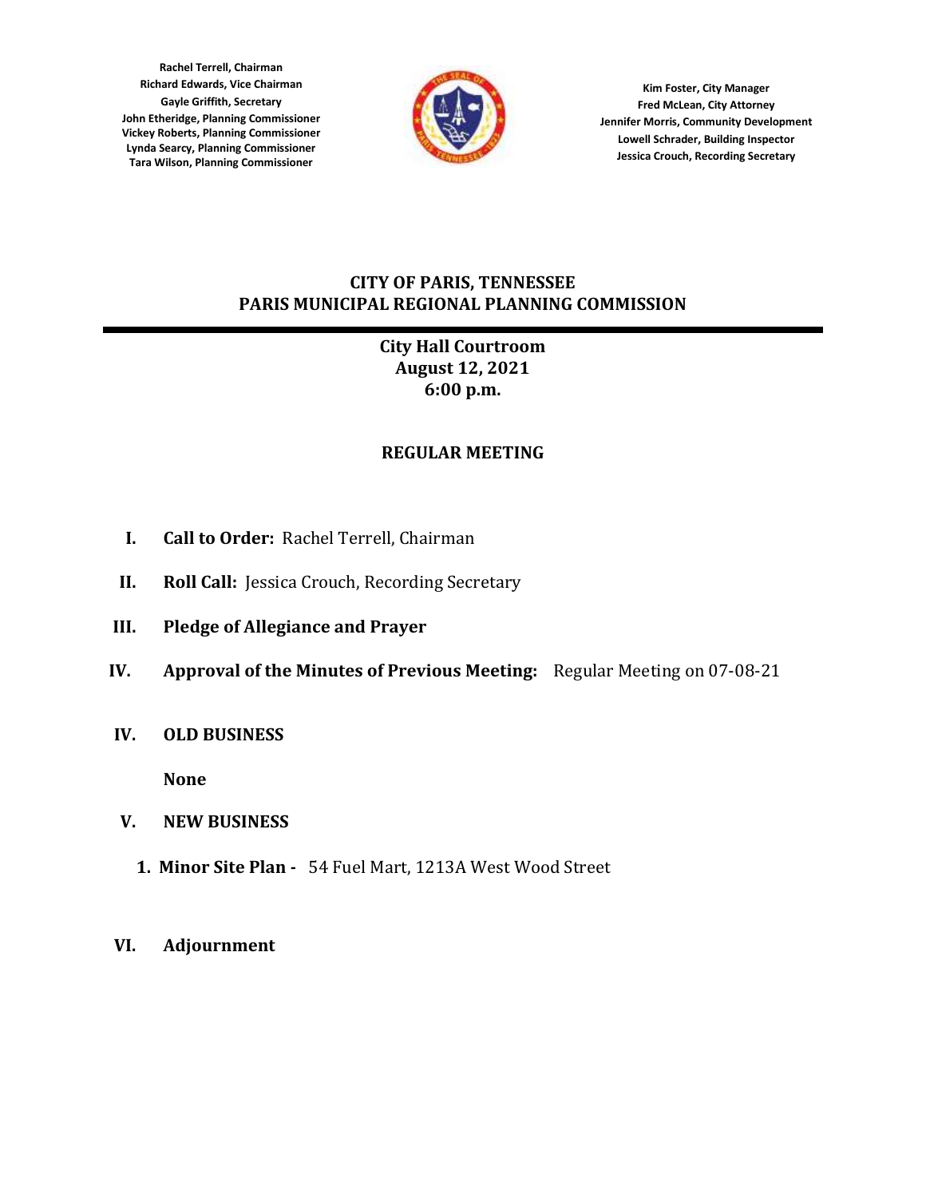**Rachel Terrell, Chairman**
**Richard Edwards, Vice Chairman**
**Gayle Griffith, Secretary**
**John Etheridge, Planning Commissioner**
**Vickey Roberts, Planning Commissioner**
**Lynda Searcy, Planning Commissioner**
**Tara Wilson, Planning Commissioner**

**Kim Foster, City Manager**
**Fred McLean, City Attorney**
**Jennifer Morris, Community Development**
**Lowell Schrader, Building Inspector**
**Jessica Crouch, Recording Secretary**

# CITY OF PARIS, TENNESSEE
# PARIS MUNICIPAL REGIONAL PLANNING COMMISSION

**City Hall Courtroom**
**August 12, 2021**
**6:00 p.m.**

## REGULAR MEETING

I. **Call to Order:** Rachel Terrell, Chairman

II. **Roll Call:** Jessica Crouch, Recording Secretary

III. **Pledge of Allegiance and Prayer**

IV. **Approval of the Minutes of Previous Meeting:** Regular Meeting on 07-08-21

IV. **OLD BUSINESS**

**None**

V. **NEW BUSINESS**

1. **Minor Site Plan -** 54 Fuel Mart, 1213A West Wood Street

VI. **Adjournment**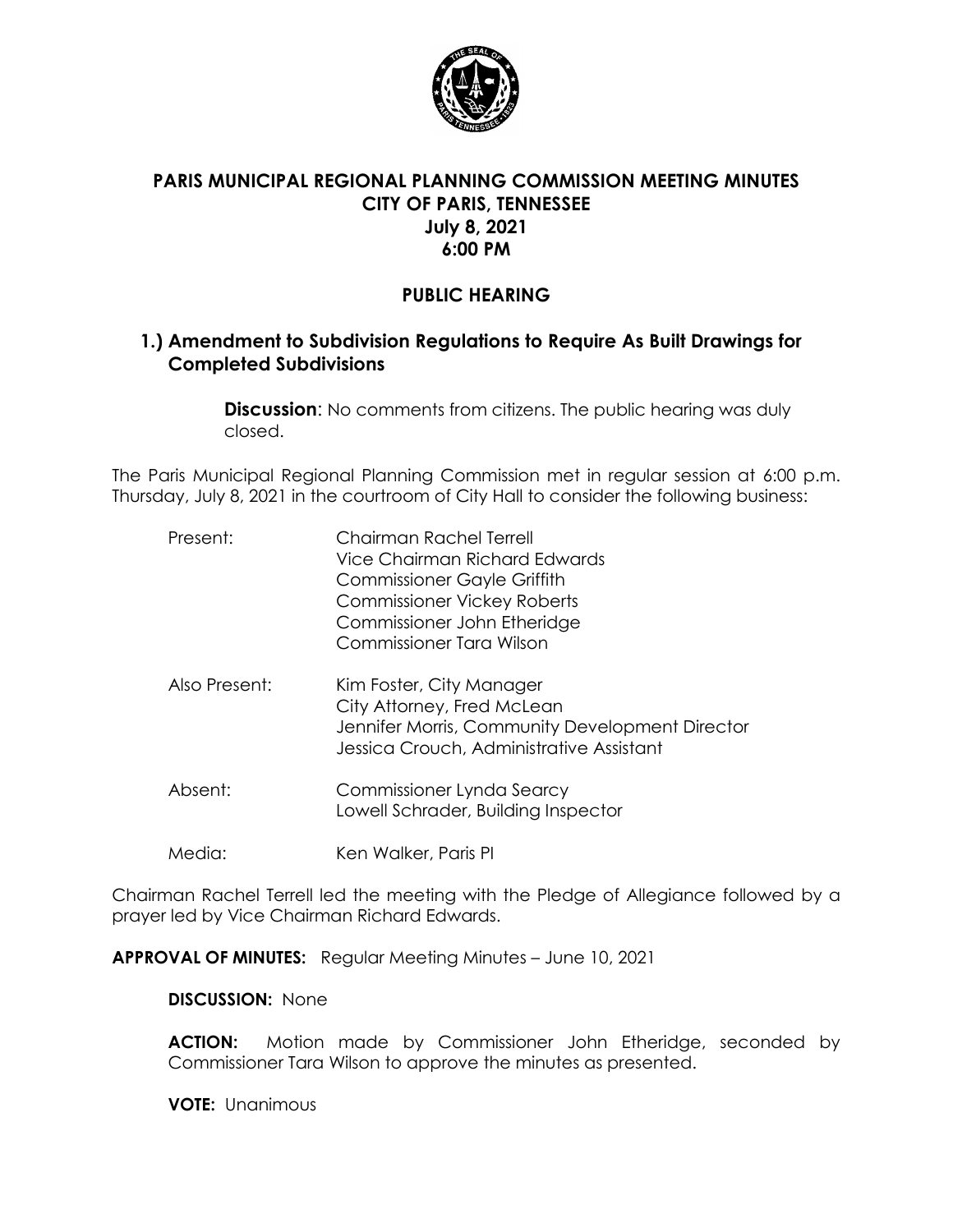# PARIS MUNICIPAL REGIONAL PLANNING COMMISSION MEETING MINUTES
# CITY OF PARIS, TENNESSEE
# July 8, 2021
# 6:00 PM

## PUBLIC HEARING

### 1.) Amendment to Subdivision Regulations to Require As Built Drawings for Completed Subdivisions

**Discussion**: No comments from citizens. The public hearing was duly closed.

The Paris Municipal Regional Planning Commission met in regular session at 6:00 p.m. Thursday, July 8, 2021 in the courtroom of City Hall to consider the following business:

| | |
|---|---|
| Present: | Chairman Rachel Terrell<br>Vice Chairman Richard Edwards<br>Commissioner Gayle Griffith<br>Commissioner Vickey Roberts<br>Commissioner John Etheridge<br>Commissioner Tara Wilson |
| Also Present: | Kim Foster, City Manager<br>City Attorney, Fred McLean<br>Jennifer Morris, Community Development Director<br>Jessica Crouch, Administrative Assistant |
| Absent: | Commissioner Lynda Searcy<br>Lowell Schrader, Building Inspector |
| Media: | Ken Walker, Paris PI |

Chairman Rachel Terrell led the meeting with the Pledge of Allegiance followed by a prayer led by Vice Chairman Richard Edwards.

**APPROVAL OF MINUTES:** Regular Meeting Minutes – June 10, 2021

**DISCUSSION:** None

**ACTION:** Motion made by Commissioner John Etheridge, seconded by Commissioner Tara Wilson to approve the minutes as presented.

**VOTE:** Unanimous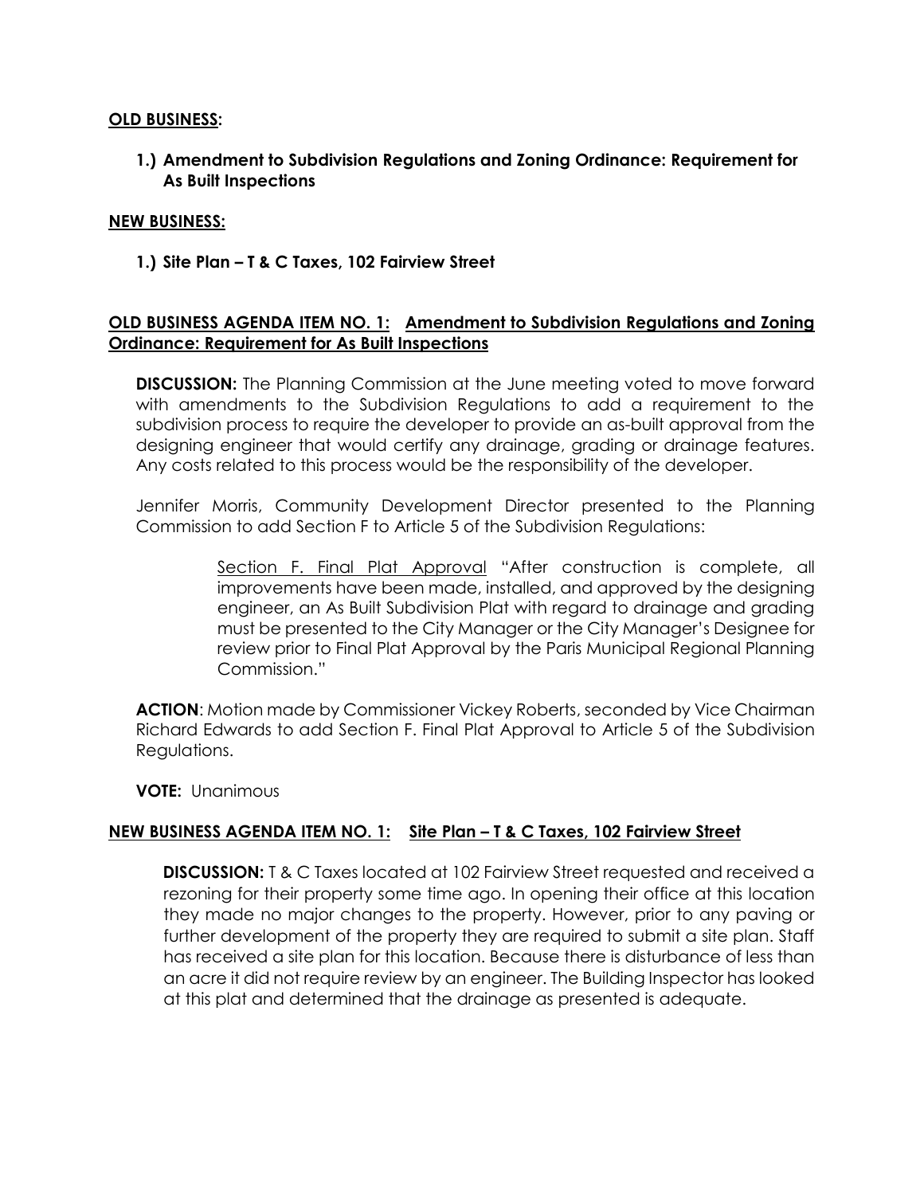**OLD BUSINESS:**

**1.) Amendment to Subdivision Regulations and Zoning Ordinance: Requirement for As Built Inspections**

**NEW BUSINESS:**

**1.) Site Plan – T & C Taxes, 102 Fairview Street**

**OLD BUSINESS AGENDA ITEM NO. 1: Amendment to Subdivision Regulations and Zoning Ordinance: Requirement for As Built Inspections**

**DISCUSSION:** The Planning Commission at the June meeting voted to move forward with amendments to the Subdivision Regulations to add a requirement to the subdivision process to require the developer to provide an as-built approval from the designing engineer that would certify any drainage, grading or drainage features. Any costs related to this process would be the responsibility of the developer.

Jennifer Morris, Community Development Director presented to the Planning Commission to add Section F to Article 5 of the Subdivision Regulations:

> Section F. Final Plat Approval "After construction is complete, all improvements have been made, installed, and approved by the designing engineer, an As Built Subdivision Plat with regard to drainage and grading must be presented to the City Manager or the City Manager's Designee for review prior to Final Plat Approval by the Paris Municipal Regional Planning Commission."

**ACTION**: Motion made by Commissioner Vickey Roberts, seconded by Vice Chairman Richard Edwards to add Section F. Final Plat Approval to Article 5 of the Subdivision Regulations.

**VOTE:** Unanimous

**NEW BUSINESS AGENDA ITEM NO. 1: Site Plan – T & C Taxes, 102 Fairview Street**

**DISCUSSION:** T & C Taxes located at 102 Fairview Street requested and received a rezoning for their property some time ago. In opening their office at this location they made no major changes to the property. However, prior to any paving or further development of the property they are required to submit a site plan. Staff has received a site plan for this location. Because there is disturbance of less than an acre it did not require review by an engineer. The Building Inspector has looked at this plat and determined that the drainage as presented is adequate.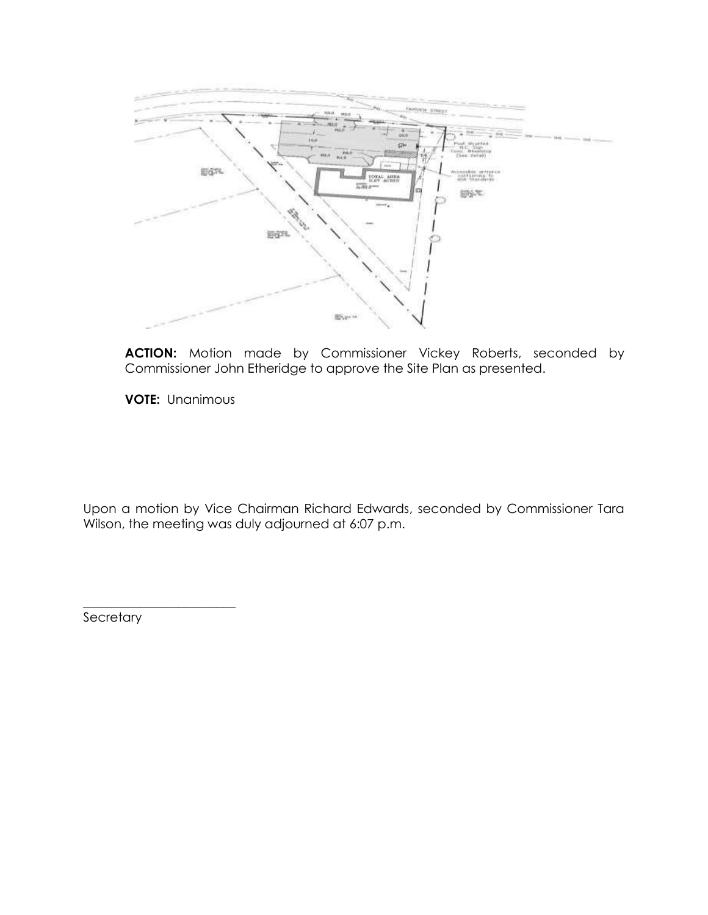**ACTION:** Motion made by Commissioner Vickey Roberts, seconded by Commissioner John Etheridge to approve the Site Plan as presented.

**VOTE:** Unanimous

Upon a motion by Vice Chairman Richard Edwards, seconded by Commissioner Tara Wilson, the meeting was duly adjourned at 6:07 p.m.

\_\_\_\_\_\_\_\_\_\_\_\_\_\_\_\_\_\_\_\_\_\_\_\_\_\_

Secretary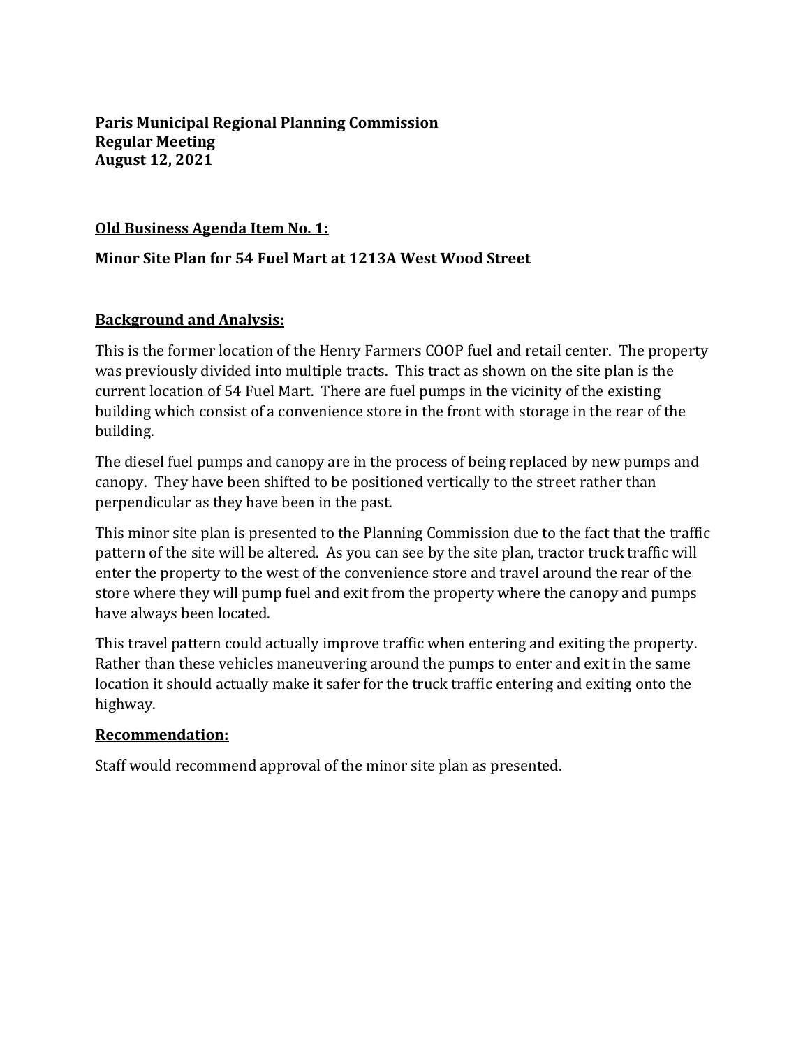**Paris Municipal Regional Planning Commission**
**Regular Meeting**
**August 12, 2021**

**Old Business Agenda Item No. 1:**

**Minor Site Plan for 54 Fuel Mart at 1213A West Wood Street**

**Background and Analysis:**

This is the former location of the Henry Farmers COOP fuel and retail center. The property was previously divided into multiple tracts. This tract as shown on the site plan is the current location of 54 Fuel Mart. There are fuel pumps in the vicinity of the existing building which consist of a convenience store in the front with storage in the rear of the building.

The diesel fuel pumps and canopy are in the process of being replaced by new pumps and canopy. They have been shifted to be positioned vertically to the street rather than perpendicular as they have been in the past.

This minor site plan is presented to the Planning Commission due to the fact that the traffic pattern of the site will be altered. As you can see by the site plan, tractor truck traffic will enter the property to the west of the convenience store and travel around the rear of the store where they will pump fuel and exit from the property where the canopy and pumps have always been located.

This travel pattern could actually improve traffic when entering and exiting the property. Rather than these vehicles maneuvering around the pumps to enter and exit in the same location it should actually make it safer for the truck traffic entering and exiting onto the highway.

**Recommendation:**

Staff would recommend approval of the minor site plan as presented.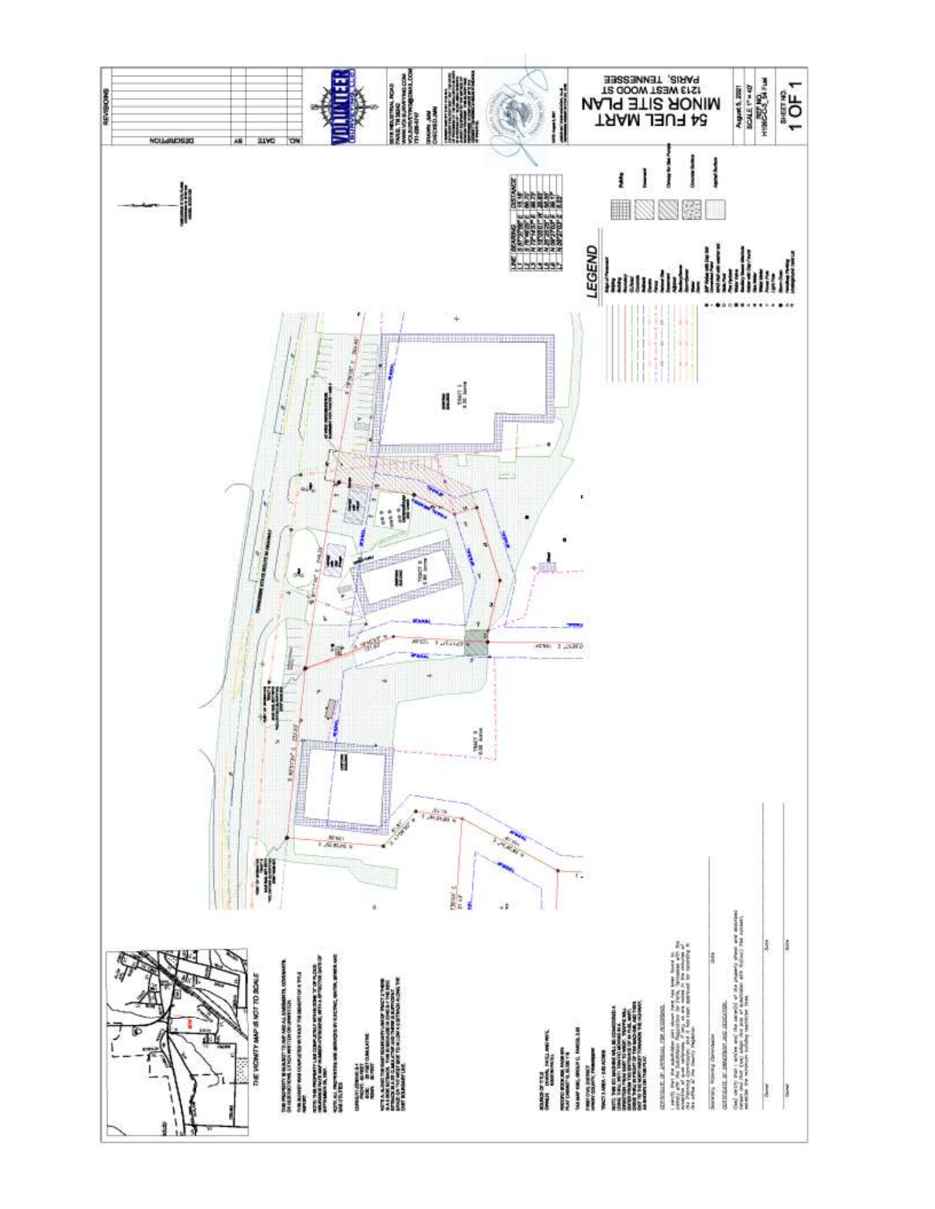# 54 FUEL MART MINOR SITE PLAN

1213 WEST WOOD ST

PARIS, TENNESSEE

August 5, 2021

SCALE 1" = 40'

SHEET NO. 1 OF 1

REVISIONS

| NO. | DATE | BY | DESCRIPTION |
|---|---|---|---|
| | | | |

LEGEND

| LINE | BEARING | DISTANCE |
|---|---|---|
| L1 | | |
| L2 | | |
| L3 | | |
| L4 | | |
| L5 | | |
| L6 | | |
| L7 | | |

TRACT 1

TRACT 2

TRACT 3

THE VICINITY MAP IS NOT TO SCALE